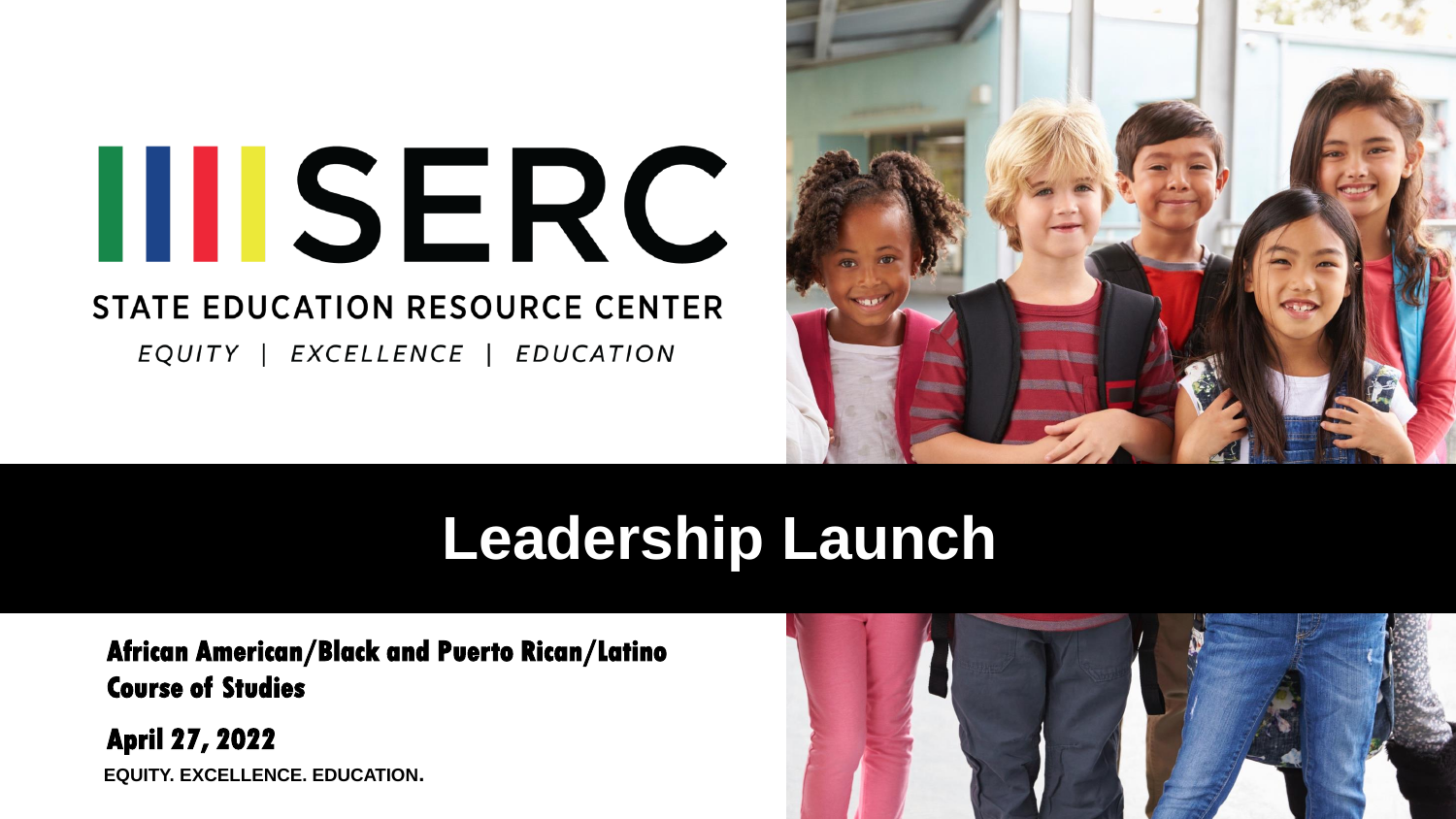# SERC

**STATE EDUCATION RESOURCE CENTER**

*EQUITY | EXCELLENCE | EDUCATION*

# Leadership Launch

**African American/Black and Puerto Rican/Latino Course of Studies**

**April 27, 2022**

**EQUITY. EXCELLENCE. EDUCATION.**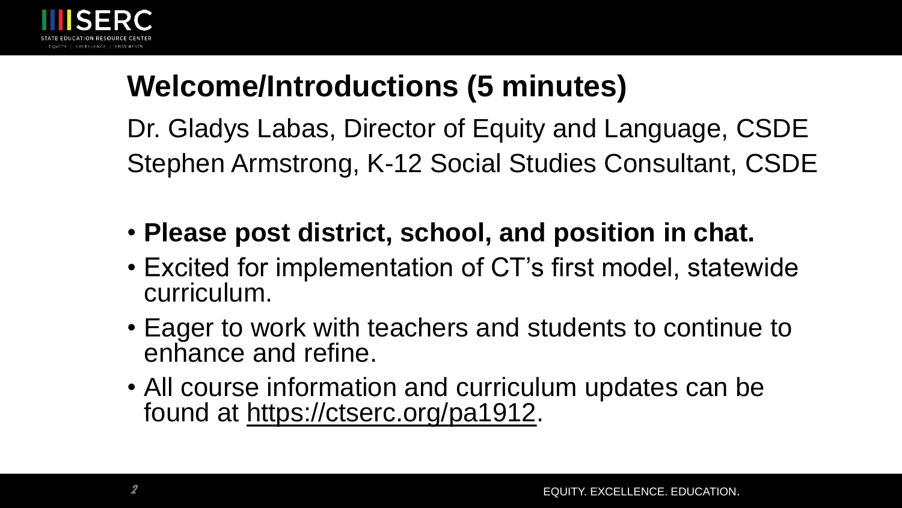# Welcome/Introductions (5 minutes)

Dr. Gladys Labas, Director of Equity and Language, CSDE
Stephen Armstrong, K-12 Social Studies Consultant, CSDE

- **Please post district, school, and position in chat.**
- Excited for implementation of CT's first model, statewide curriculum.
- Eager to work with teachers and students to continue to enhance and refine.
- All course information and curriculum updates can be found at https://ctserc.org/pa1912.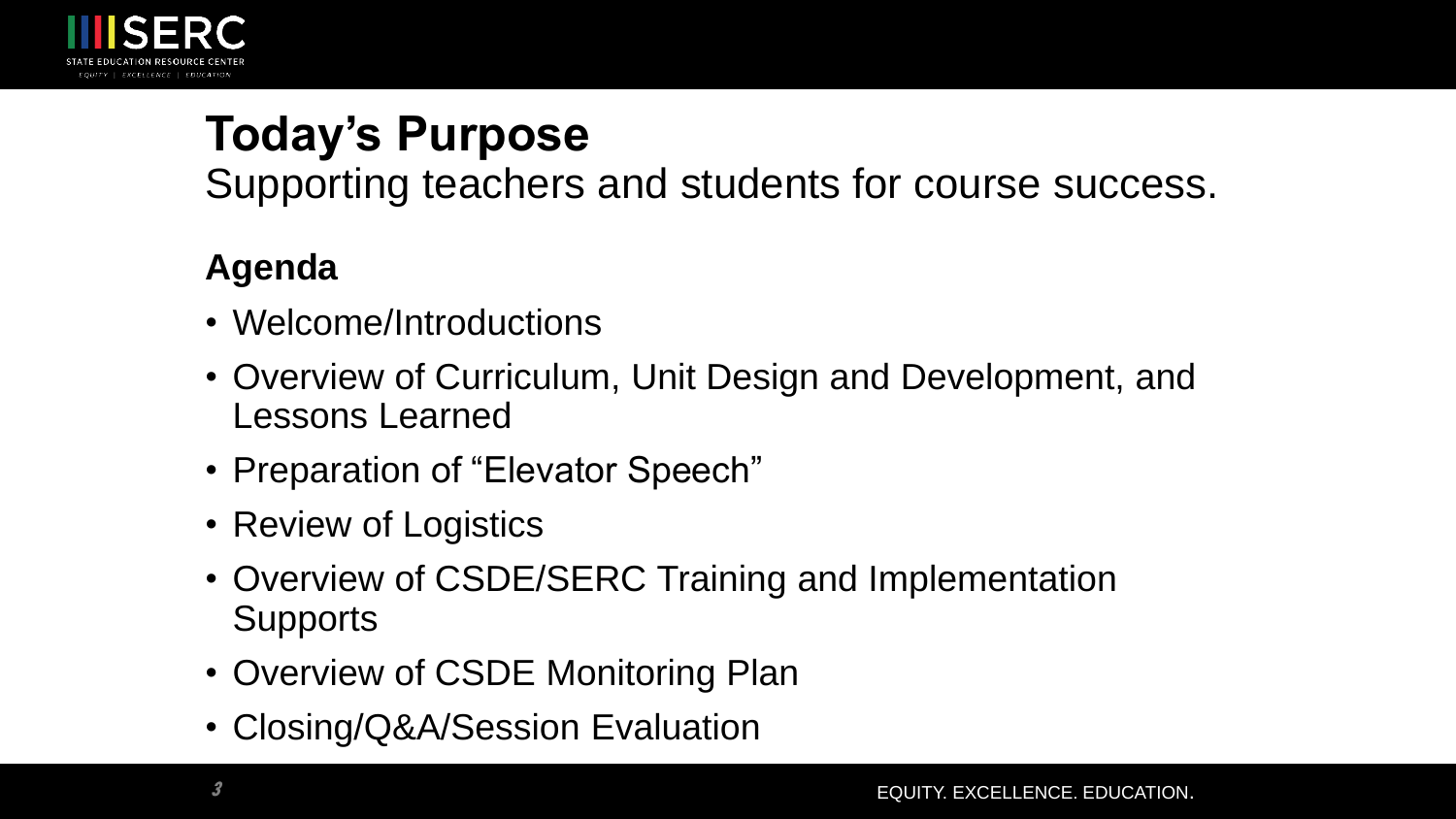# Today's Purpose

Supporting teachers and students for course success.

## Agenda

- Welcome/Introductions
- Overview of Curriculum, Unit Design and Development, and Lessons Learned
- Preparation of "Elevator Speech"
- Review of Logistics
- Overview of CSDE/SERC Training and Implementation Supports
- Overview of CSDE Monitoring Plan
- Closing/Q&A/Session Evaluation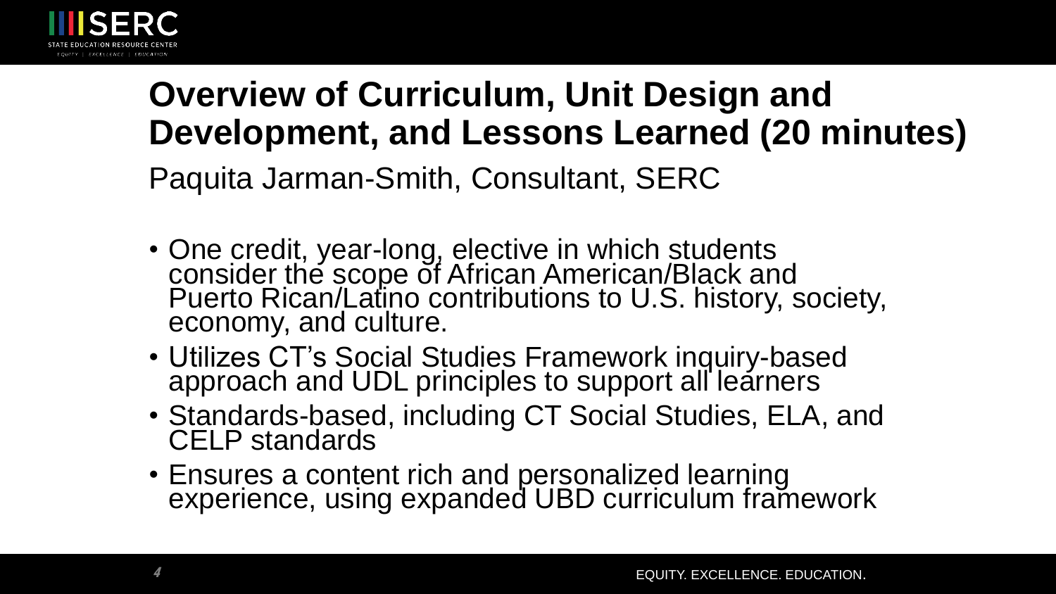# Overview of Curriculum, Unit Design and Development, and Lessons Learned (20 minutes)

Paquita Jarman-Smith, Consultant, SERC

- One credit, year-long, elective in which students consider the scope of African American/Black and Puerto Rican/Latino contributions to U.S. history, society, economy, and culture.
- Utilizes CT's Social Studies Framework inquiry-based approach and UDL principles to support all learners
- Standards-based, including CT Social Studies, ELA, and CELP standards
- Ensures a content rich and personalized learning experience, using expanded UBD curriculum framework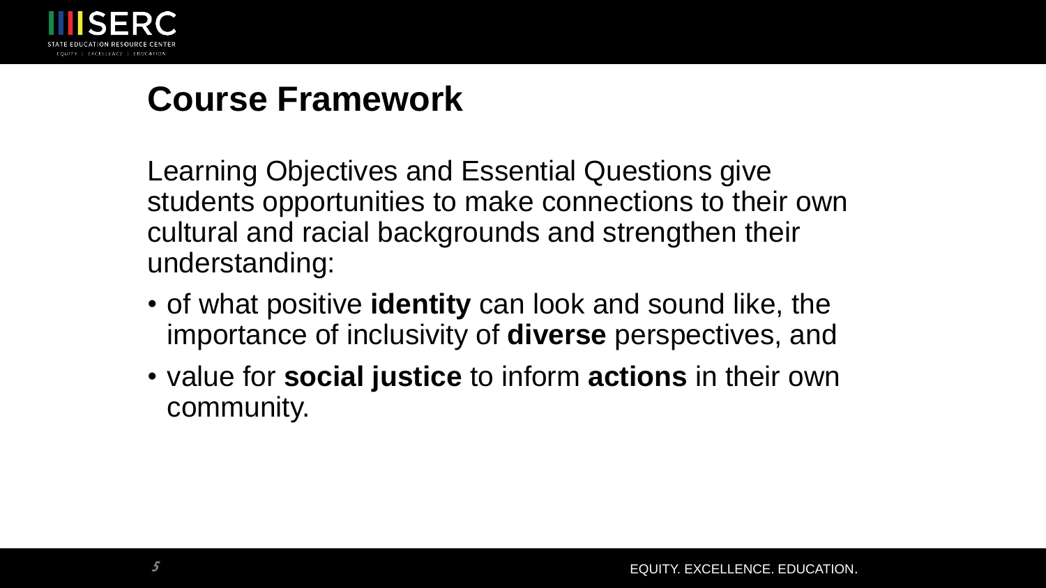## Course Framework

Learning Objectives and Essential Questions give students opportunities to make connections to their own cultural and racial backgrounds and strengthen their understanding:

- of what positive **identity** can look and sound like, the importance of inclusivity of **diverse** perspectives, and
- value for **social justice** to inform **actions** in their own community.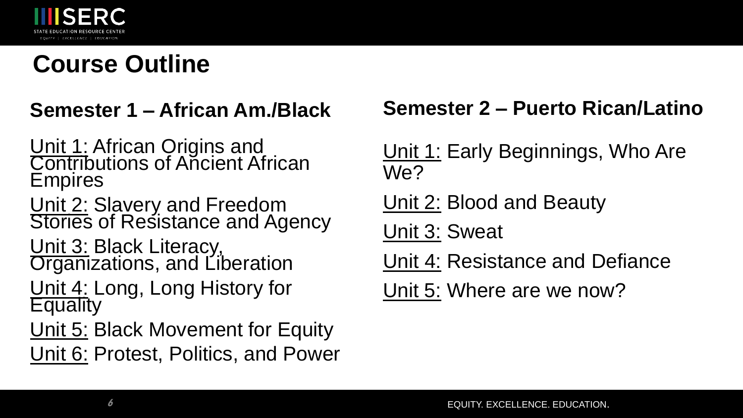# Course Outline

## Semester 1 – African Am./Black

<u>Unit 1:</u> African Origins and Contributions of Ancient African Empires

<u>Unit 2:</u> Slavery and Freedom Stories of Resistance and Agency

<u>Unit 3:</u> Black Literacy, Organizations, and Liberation

<u>Unit 4:</u> Long, Long History for Equality

<u>Unit 5:</u> Black Movement for Equity

<u>Unit 6:</u> Protest, Politics, and Power

## Semester 2 – Puerto Rican/Latino

<u>Unit 1:</u> Early Beginnings, Who Are We?

<u>Unit 2:</u> Blood and Beauty

<u>Unit 3:</u> Sweat

<u>Unit 4:</u> Resistance and Defiance

<u>Unit 5:</u> Where are we now?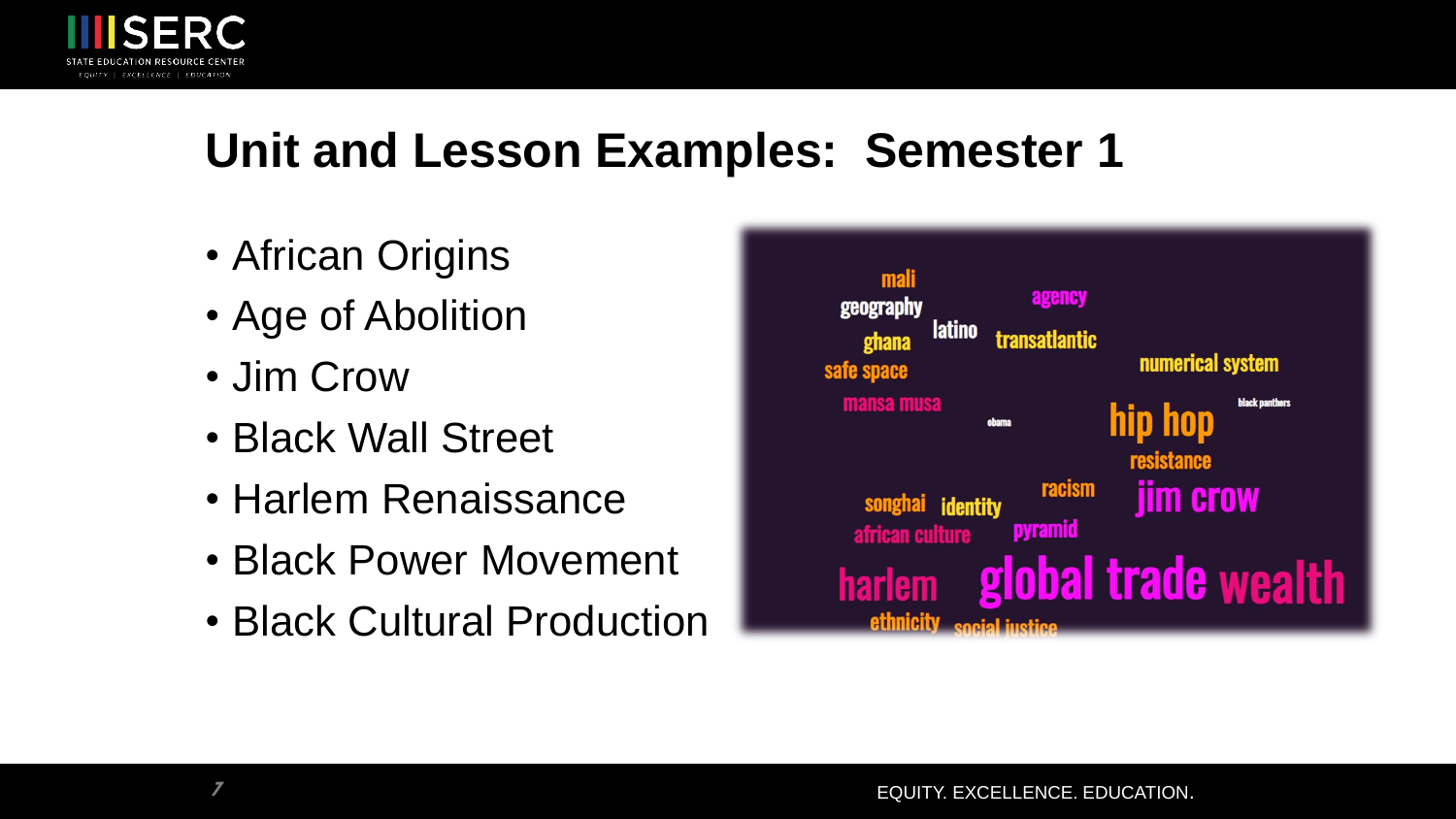## Unit and Lesson Examples: Semester 1

- African Origins
- Age of Abolition
- Jim Crow
- Black Wall Street
- Harlem Renaissance
- Black Power Movement
- Black Cultural Production

mali geography latino agency ghana transatlantic safe space numerical system mansa musa obama hip hop black panthers resistance racism jim crow songhai identity african culture pyramid harlem global trade wealth ethnicity social justice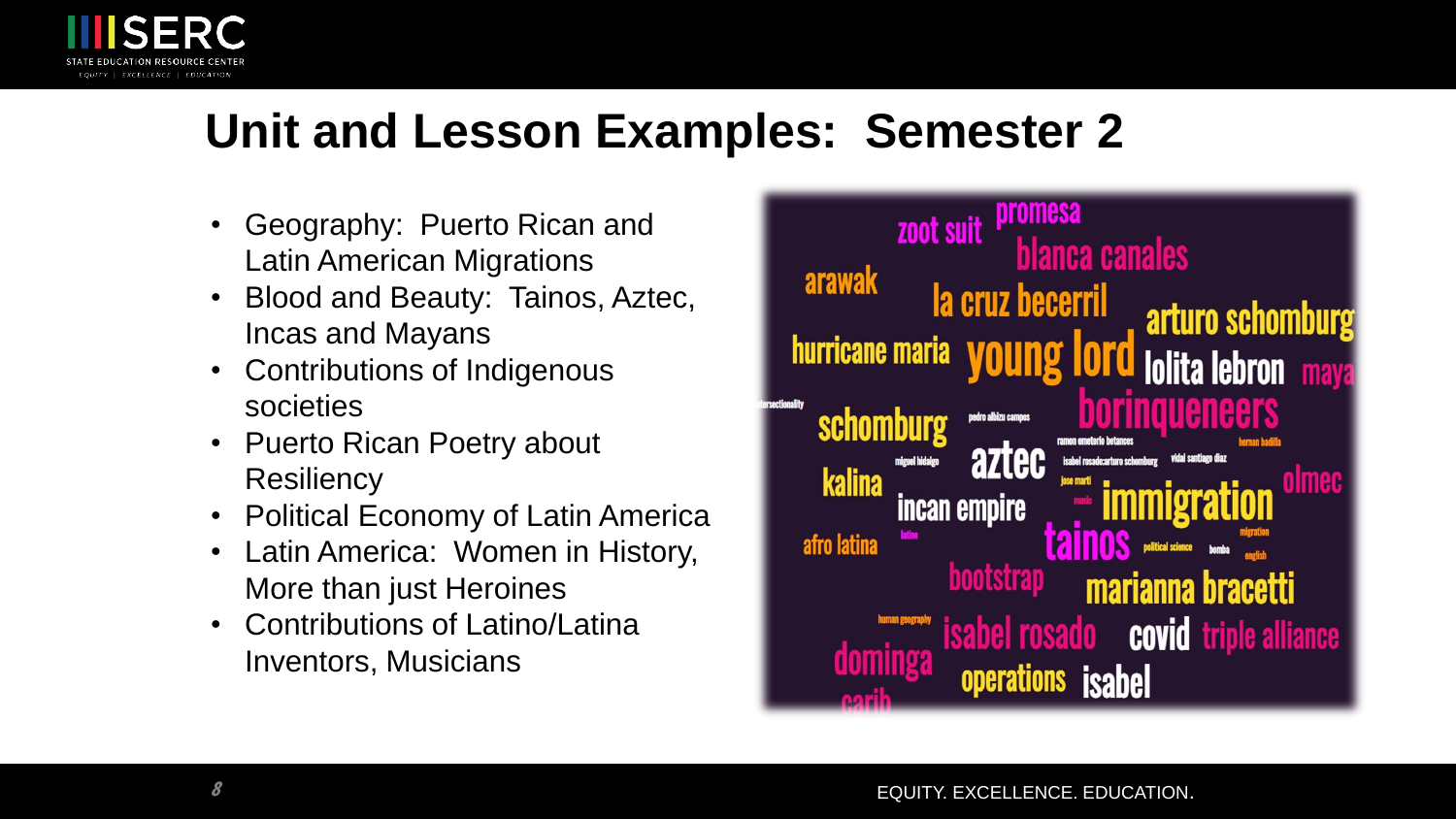# Unit and Lesson Examples: Semester 2

- Geography: Puerto Rican and Latin American Migrations
- Blood and Beauty: Tainos, Aztec, Incas and Mayans
- Contributions of Indigenous societies
- Puerto Rican Poetry about Resiliency
- Political Economy of Latin America
- Latin America: Women in History, More than just Heroines
- Contributions of Latino/Latina Inventors, Musicians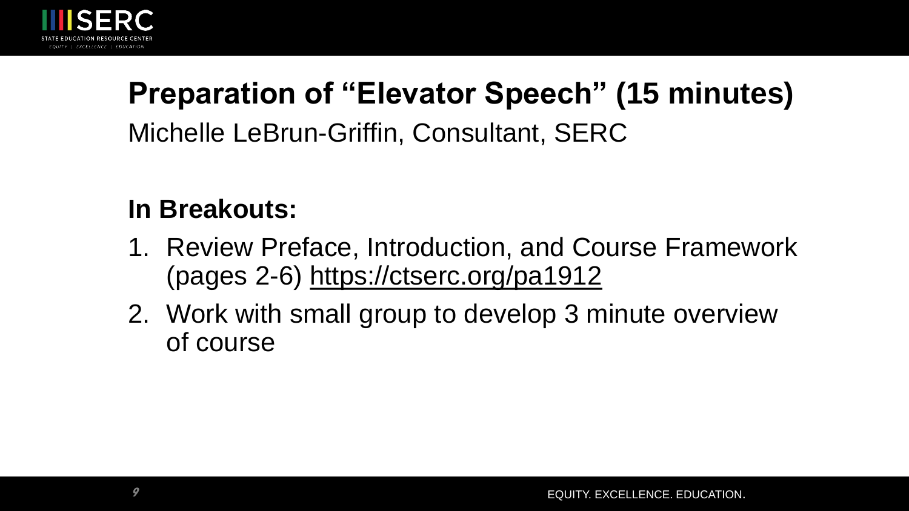# Preparation of "Elevator Speech" (15 minutes)

Michelle LeBrun-Griffin, Consultant, SERC

**In Breakouts:**

1. Review Preface, Introduction, and Course Framework (pages 2-6) https://ctserc.org/pa1912
2. Work with small group to develop 3 minute overview of course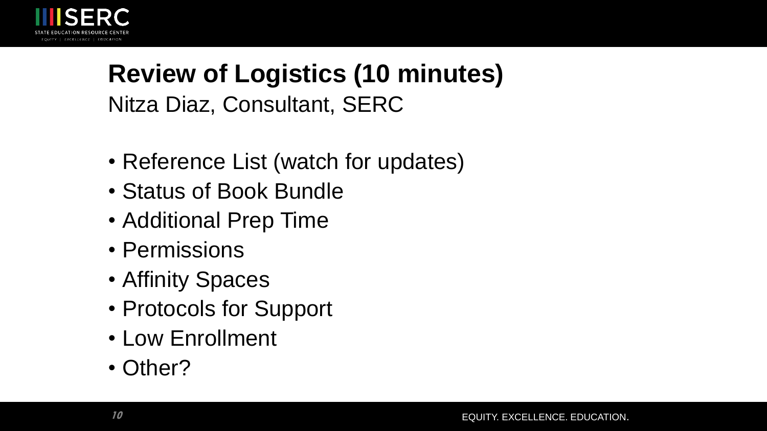# Review of Logistics (10 minutes)

Nitza Diaz, Consultant, SERC

- Reference List (watch for updates)
- Status of Book Bundle
- Additional Prep Time
- Permissions
- Affinity Spaces
- Protocols for Support
- Low Enrollment
- Other?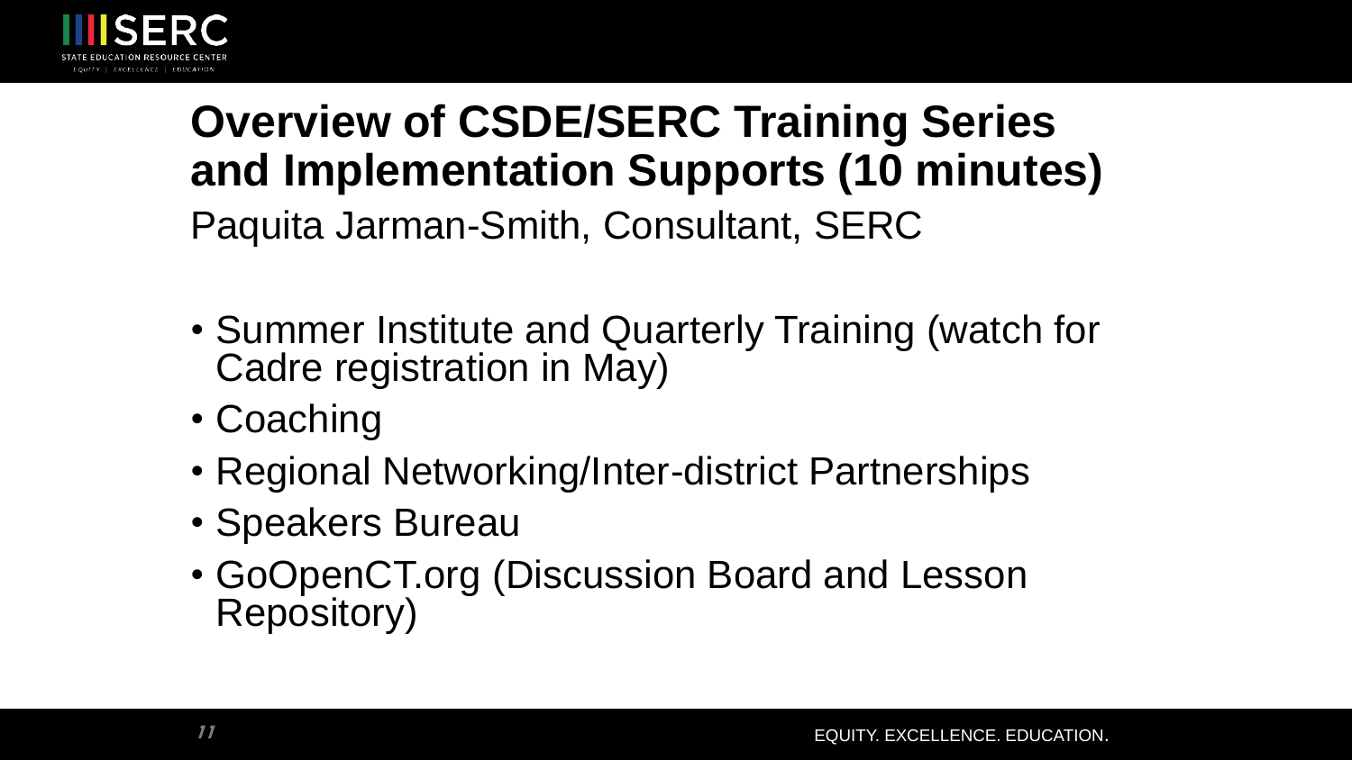## Overview of CSDE/SERC Training Series and Implementation Supports (10 minutes)

Paquita Jarman-Smith, Consultant, SERC

- Summer Institute and Quarterly Training (watch for Cadre registration in May)
- Coaching
- Regional Networking/Inter-district Partnerships
- Speakers Bureau
- GoOpenCT.org (Discussion Board and Lesson Repository)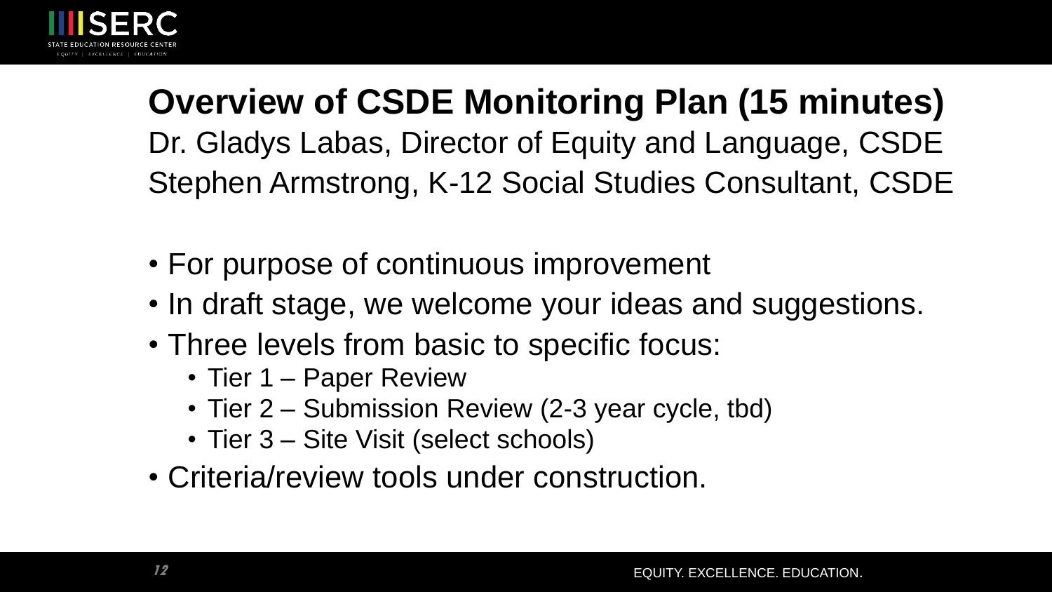# Overview of CSDE Monitoring Plan (15 minutes)

Dr. Gladys Labas, Director of Equity and Language, CSDE
Stephen Armstrong, K-12 Social Studies Consultant, CSDE

- For purpose of continuous improvement
- In draft stage, we welcome your ideas and suggestions.
- Three levels from basic to specific focus:
  - Tier 1 – Paper Review
  - Tier 2 – Submission Review (2-3 year cycle, tbd)
  - Tier 3 – Site Visit (select schools)
- Criteria/review tools under construction.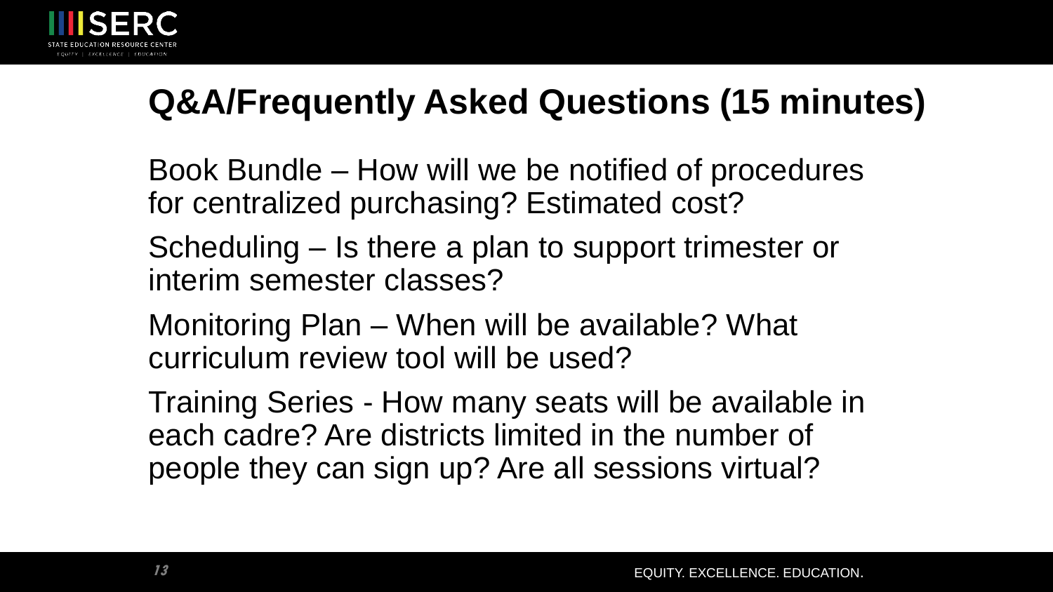## Q&A/Frequently Asked Questions (15 minutes)

Book Bundle – How will we be notified of procedures for centralized purchasing? Estimated cost?

Scheduling – Is there a plan to support trimester or interim semester classes?

Monitoring Plan – When will be available? What curriculum review tool will be used?

Training Series - How many seats will be available in each cadre? Are districts limited in the number of people they can sign up? Are all sessions virtual?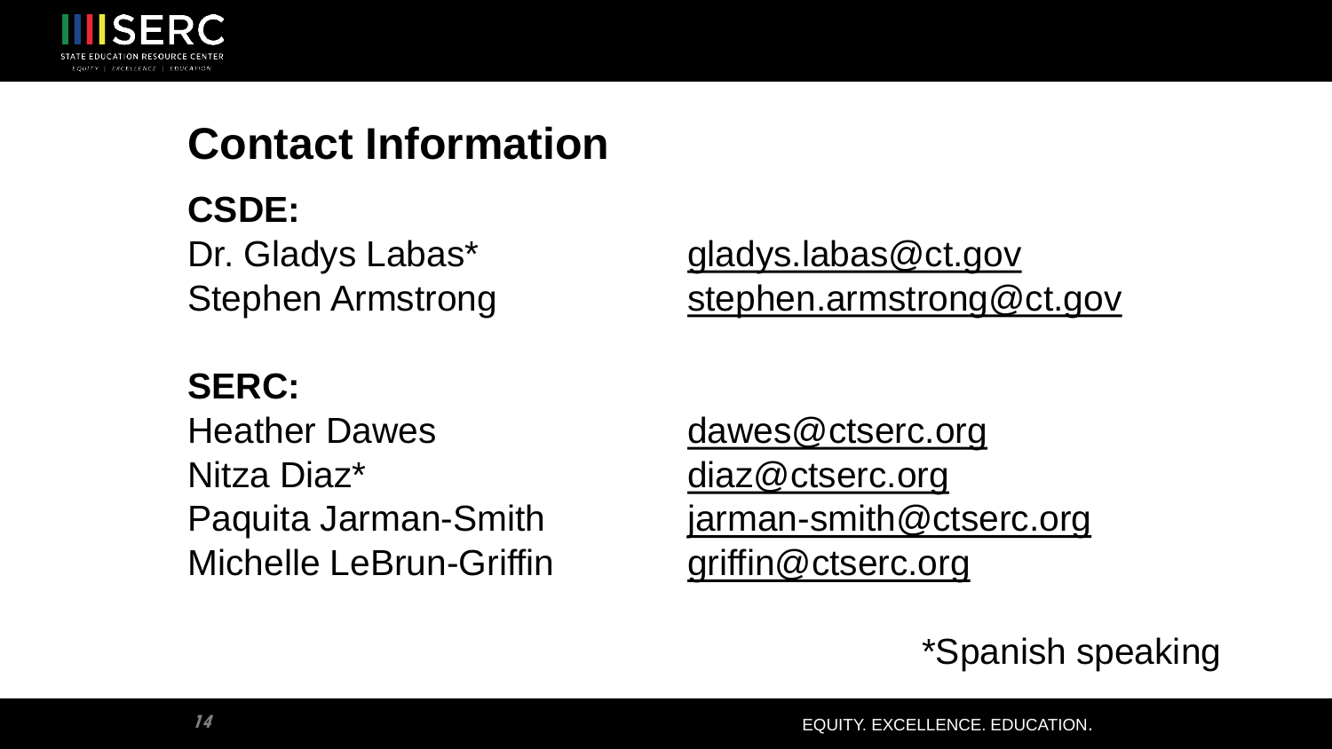## Contact Information

**CSDE:**

| | |
|---|---|
| Dr. Gladys Labas* | gladys.labas@ct.gov |
| Stephen Armstrong | stephen.armstrong@ct.gov |

**SERC:**

| | |
|---|---|
| Heather Dawes | dawes@ctserc.org |
| Nitza Diaz* | diaz@ctserc.org |
| Paquita Jarman-Smith | jarman-smith@ctserc.org |
| Michelle LeBrun-Griffin | griffin@ctserc.org |

*Spanish speaking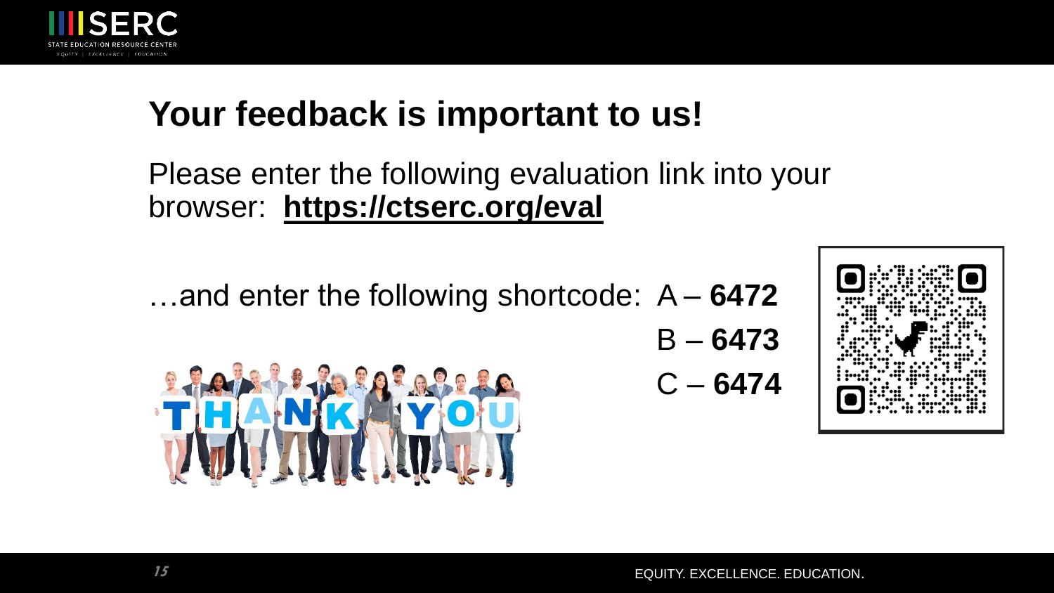# Your feedback is important to us!

Please enter the following evaluation link into your browser: **https://ctserc.org/eval**

…and enter the following shortcode: A – **6472**

B – **6473**

C – **6474**